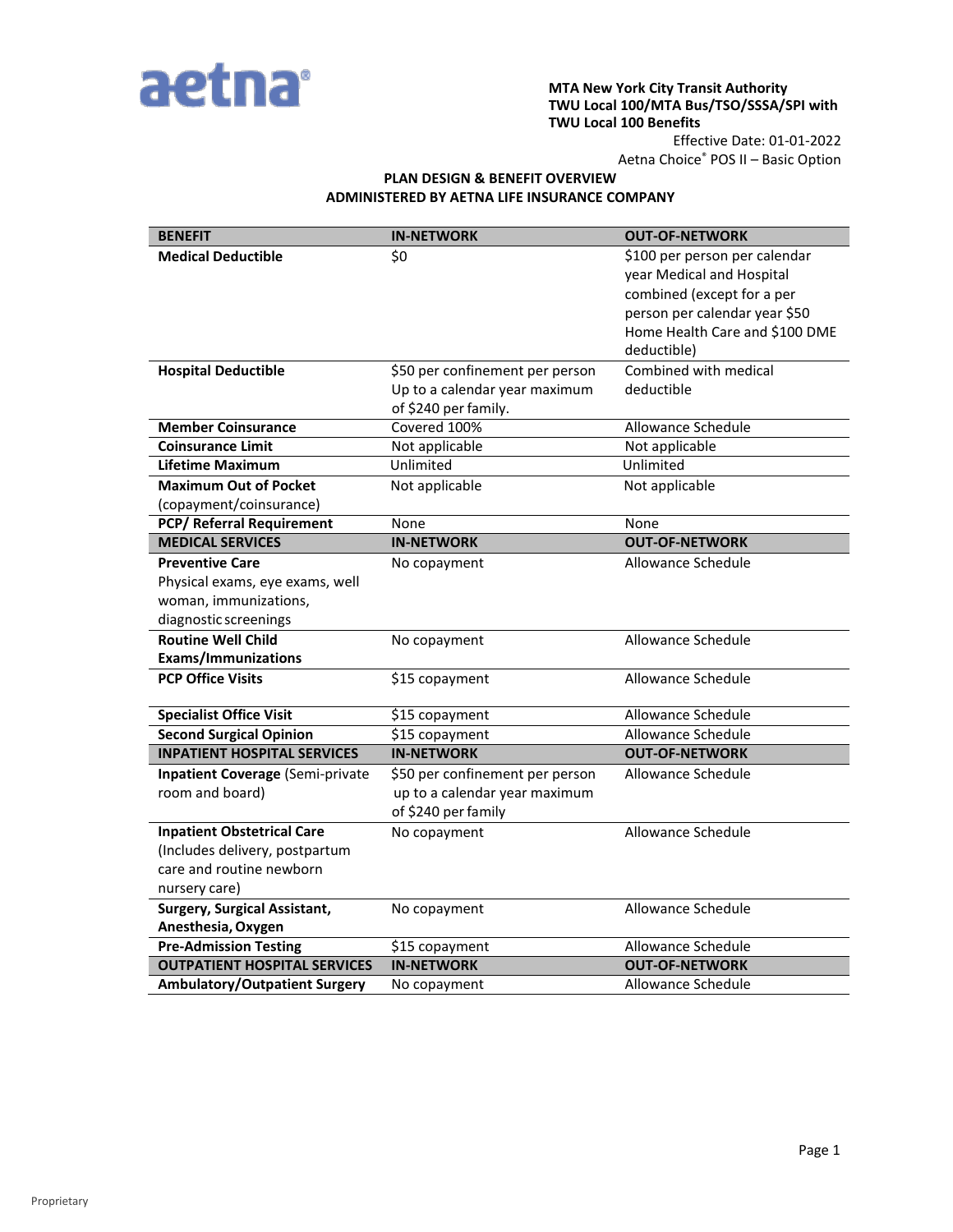aetna®

**MTA New York City Transit Authority**
**TWU Local 100/MTA Bus/TSO/SSSA/SPI with TWU Local 100 Benefits**
Effective Date: 01-01-2022
Aetna Choice® POS II – Basic Option

## PLAN DESIGN & BENEFIT OVERVIEW
## ADMINISTERED BY AETNA LIFE INSURANCE COMPANY

| BENEFIT | IN-NETWORK | OUT-OF-NETWORK |
|---|---|---|
| **Medical Deductible** | $0 | $100 per person per calendar year Medical and Hospital combined (except for a per person per calendar year $50 Home Health Care and $100 DME deductible) |
| **Hospital Deductible** | $50 per confinement per person Up to a calendar year maximum of $240 per family. | Combined with medical deductible |
| **Member Coinsurance** | Covered 100% | Allowance Schedule |
| **Coinsurance Limit** | Not applicable | Not applicable |
| **Lifetime Maximum** | Unlimited | Unlimited |
| **Maximum Out of Pocket** (copayment/coinsurance) | Not applicable | Not applicable |
| **PCP/ Referral Requirement** | None | None |
| **MEDICAL SERVICES** | **IN-NETWORK** | **OUT-OF-NETWORK** |
| **Preventive Care** Physical exams, eye exams, well woman, immunizations, diagnostic screenings | No copayment | Allowance Schedule |
| **Routine Well Child Exams/Immunizations** | No copayment | Allowance Schedule |
| **PCP Office Visits** | $15 copayment | Allowance Schedule |
| **Specialist Office Visit** | $15 copayment | Allowance Schedule |
| **Second Surgical Opinion** | $15 copayment | Allowance Schedule |
| **INPATIENT HOSPITAL SERVICES** | **IN-NETWORK** | **OUT-OF-NETWORK** |
| **Inpatient Coverage** (Semi-private room and board) | $50 per confinement per person up to a calendar year maximum of $240 per family | Allowance Schedule |
| **Inpatient Obstetrical Care** (Includes delivery, postpartum care and routine newborn nursery care) | No copayment | Allowance Schedule |
| **Surgery, Surgical Assistant, Anesthesia, Oxygen** | No copayment | Allowance Schedule |
| **Pre-Admission Testing** | $15 copayment | Allowance Schedule |
| **OUTPATIENT HOSPITAL SERVICES** | **IN-NETWORK** | **OUT-OF-NETWORK** |
| **Ambulatory/Outpatient Surgery** | No copayment | Allowance Schedule |

Proprietary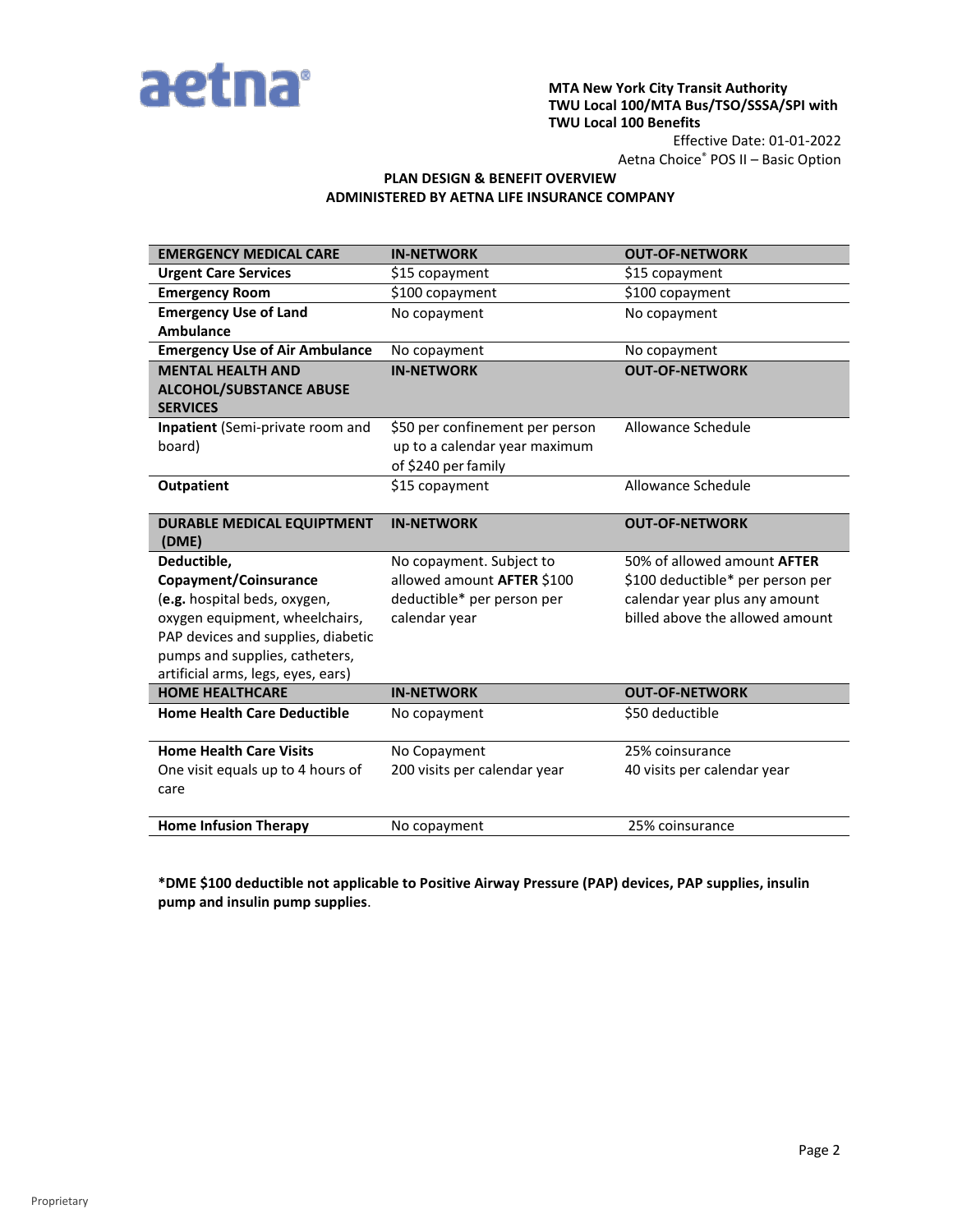**MTA New York City Transit Authority**
**TWU Local 100/MTA Bus/TSO/SSSA/SPI with TWU Local 100 Benefits**

Effective Date: 01-01-2022

Aetna Choice® POS II – Basic Option

**PLAN DESIGN & BENEFIT OVERVIEW**
**ADMINISTERED BY AETNA LIFE INSURANCE COMPANY**

| **EMERGENCY MEDICAL CARE** | **IN-NETWORK** | **OUT-OF-NETWORK** |
|---|---|---|
| **Urgent Care Services** | $15 copayment | $15 copayment |
| **Emergency Room** | $100 copayment | $100 copayment |
| **Emergency Use of Land Ambulance** | No copayment | No copayment |
| **Emergency Use of Air Ambulance** | No copayment | No copayment |
| **MENTAL HEALTH AND ALCOHOL/SUBSTANCE ABUSE SERVICES** | **IN-NETWORK** | **OUT-OF-NETWORK** |
| **Inpatient** (Semi-private room and board) | $50 per confinement per person up to a calendar year maximum of $240 per family | Allowance Schedule |
| **Outpatient** | $15 copayment | Allowance Schedule |
| **DURABLE MEDICAL EQUIPMENT (DME)** | **IN-NETWORK** | **OUT-OF-NETWORK** |
| **Deductible, Copayment/Coinsurance** (**e.g.** hospital beds, oxygen, oxygen equipment, wheelchairs, PAP devices and supplies, diabetic pumps and supplies, catheters, artificial arms, legs, eyes, ears) | No copayment. Subject to allowed amount **AFTER** $100 deductible* per person per calendar year | 50% of allowed amount **AFTER** $100 deductible* per person per calendar year plus any amount billed above the allowed amount |
| **HOME HEALTHCARE** | **IN-NETWORK** | **OUT-OF-NETWORK** |
| **Home Health Care Deductible** | No copayment | $50 deductible |
| **Home Health Care Visits** One visit equals up to 4 hours of care | No Copayment 200 visits per calendar year | 25% coinsurance 40 visits per calendar year |
| **Home Infusion Therapy** | No copayment | 25% coinsurance |

***DME $100 deductible not applicable to Positive Airway Pressure (PAP) devices, PAP supplies, insulin pump and insulin pump supplies**.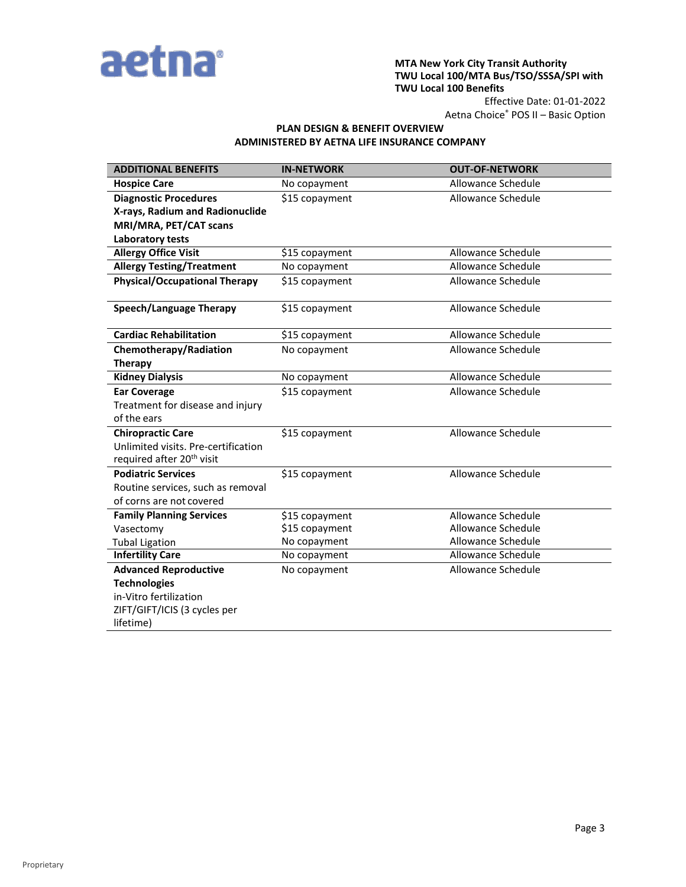**MTA New York City Transit Authority**
**TWU Local 100/MTA Bus/TSO/SSSA/SPI with**
**TWU Local 100 Benefits**

Effective Date: 01-01-2022

Aetna Choice® POS II – Basic Option

**PLAN DESIGN & BENEFIT OVERVIEW**
**ADMINISTERED BY AETNA LIFE INSURANCE COMPANY**

| ADDITIONAL BENEFITS | IN-NETWORK | OUT-OF-NETWORK |
| --- | --- | --- |
| **Hospice Care** | No copayment | Allowance Schedule |
| **Diagnostic Procedures**<br>**X-rays, Radium and Radionuclide**<br>**MRI/MRA, PET/CAT scans**<br>**Laboratory tests** | $15 copayment | Allowance Schedule |
| **Allergy Office Visit** | $15 copayment | Allowance Schedule |
| **Allergy Testing/Treatment** | No copayment | Allowance Schedule |
| **Physical/Occupational Therapy** | $15 copayment | Allowance Schedule |
| **Speech/Language Therapy** | $15 copayment | Allowance Schedule |
| **Cardiac Rehabilitation** | $15 copayment | Allowance Schedule |
| **Chemotherapy/Radiation Therapy** | No copayment | Allowance Schedule |
| **Kidney Dialysis** | No copayment | Allowance Schedule |
| **Ear Coverage**<br>Treatment for disease and injury of the ears | $15 copayment | Allowance Schedule |
| **Chiropractic Care**<br>Unlimited visits. Pre-certification required after 20th visit | $15 copayment | Allowance Schedule |
| **Podiatric Services**<br>Routine services, such as removal of corns are not covered | $15 copayment | Allowance Schedule |
| **Family Planning Services**<br>Vasectomy<br>Tubal Ligation | $15 copayment<br>$15 copayment<br>No copayment | Allowance Schedule<br>Allowance Schedule<br>Allowance Schedule |
| **Infertility Care** | No copayment | Allowance Schedule |
| **Advanced Reproductive Technologies**<br>in-Vitro fertilization<br>ZIFT/GIFT/ICIS (3 cycles per lifetime) | No copayment | Allowance Schedule |

Proprietary